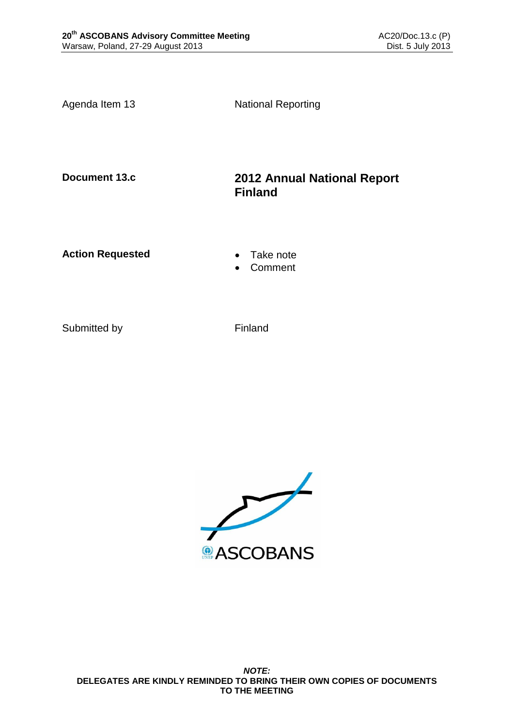Agenda Item 13 National Reporting

**Document 13.c**

# 2012 Annual National Report Finland

**Action Requested**

- Take note
- Comment

Submitted by Finland

***NOTE:***
**DELEGATES ARE KINDLY REMINDED TO BRING THEIR OWN COPIES OF DOCUMENTS TO THE MEETING**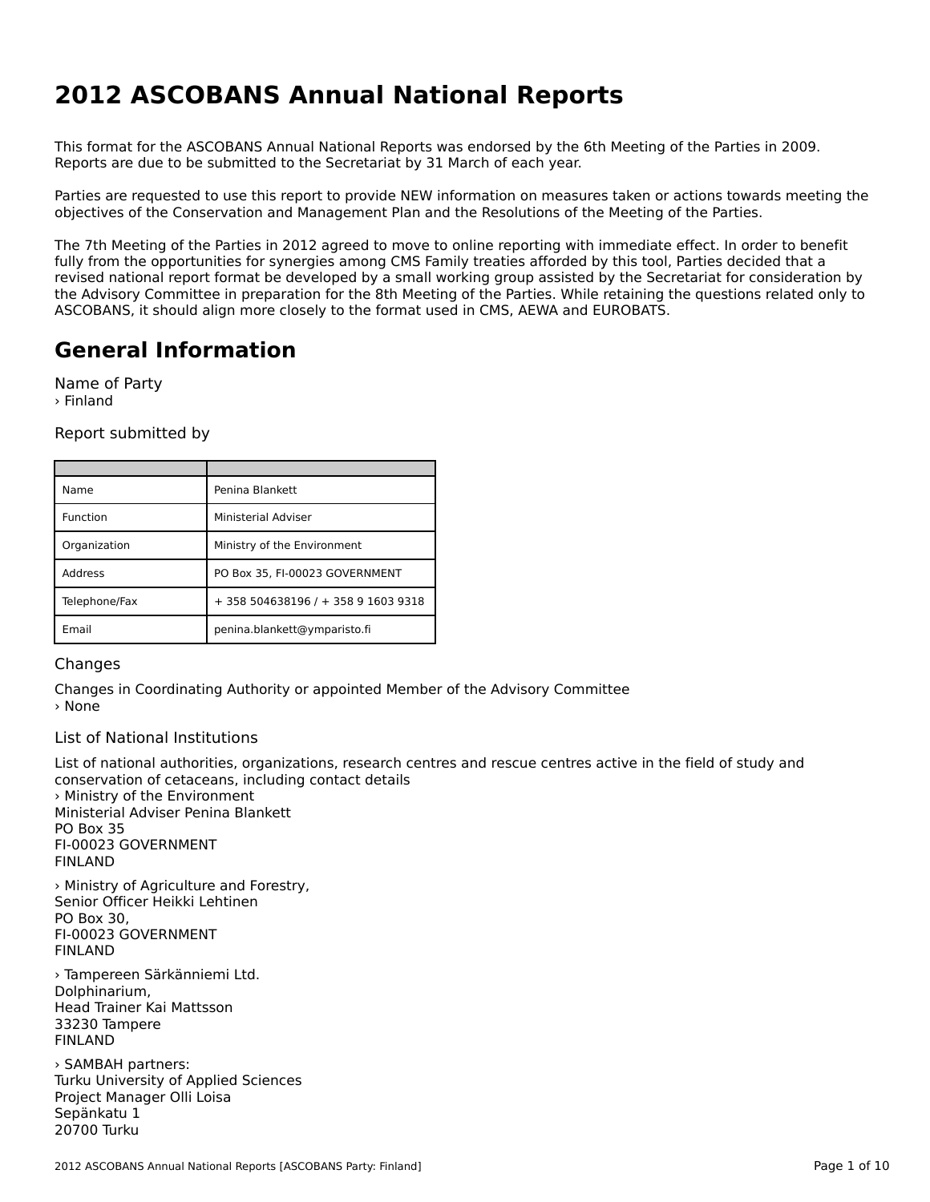# 2012 ASCOBANS Annual National Reports

This format for the ASCOBANS Annual National Reports was endorsed by the 6th Meeting of the Parties in 2009. Reports are due to be submitted to the Secretariat by 31 March of each year.

Parties are requested to use this report to provide NEW information on measures taken or actions towards meeting the objectives of the Conservation and Management Plan and the Resolutions of the Meeting of the Parties.

The 7th Meeting of the Parties in 2012 agreed to move to online reporting with immediate effect. In order to benefit fully from the opportunities for synergies among CMS Family treaties afforded by this tool, Parties decided that a revised national report format be developed by a small working group assisted by the Secretariat for consideration by the Advisory Committee in preparation for the 8th Meeting of the Parties. While retaining the questions related only to ASCOBANS, it should align more closely to the format used in CMS, AEWA and EUROBATS.

## General Information

Name of Party
› Finland

Report submitted by

| | |
|---|---|
| Name | Penina Blankett |
| Function | Ministerial Adviser |
| Organization | Ministry of the Environment |
| Address | PO Box 35, FI-00023 GOVERNMENT |
| Telephone/Fax | + 358 504638196 / + 358 9 1603 9318 |
| Email | penina.blankett@ymparisto.fi |

### Changes

Changes in Coordinating Authority or appointed Member of the Advisory Committee
› None

### List of National Institutions

List of national authorities, organizations, research centres and rescue centres active in the field of study and conservation of cetaceans, including contact details

› Ministry of the Environment
Ministerial Adviser Penina Blankett
PO Box 35
FI-00023 GOVERNMENT
FINLAND

› Ministry of Agriculture and Forestry,
Senior Officer Heikki Lehtinen
PO Box 30,
FI-00023 GOVERNMENT
FINLAND

› Tampereen Särkänniemi Ltd.
Dolphinarium,
Head Trainer Kai Mattsson
33230 Tampere
FINLAND

› SAMBAH partners:
Turku University of Applied Sciences
Project Manager Olli Loisa
Sepänkatu 1
20700 Turku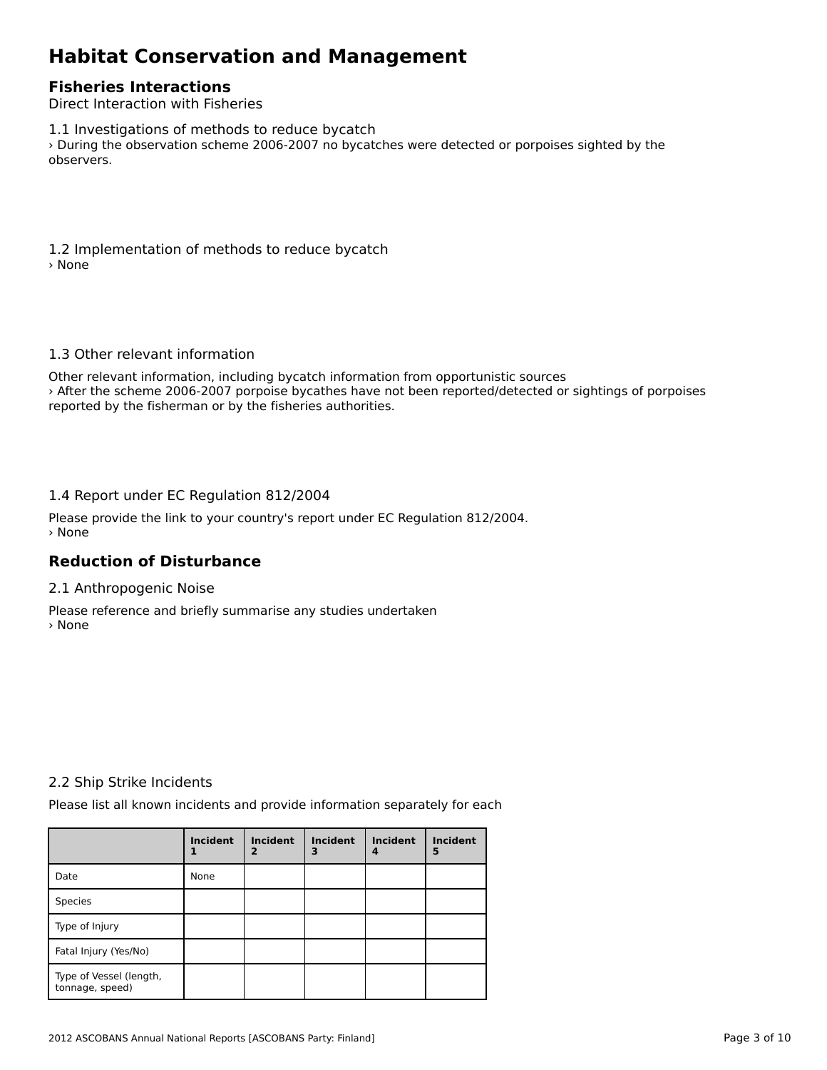# Habitat Conservation and Management

## Fisheries Interactions

Direct Interaction with Fisheries

1.1 Investigations of methods to reduce bycatch

› During the observation scheme 2006-2007 no bycatches were detected or porpoises sighted by the observers.

1.2 Implementation of methods to reduce bycatch

› None

1.3 Other relevant information

Other relevant information, including bycatch information from opportunistic sources

› After the scheme 2006-2007 porpoise bycathes have not been reported/detected or sightings of porpoises reported by the fisherman or by the fisheries authorities.

1.4 Report under EC Regulation 812/2004

Please provide the link to your country's report under EC Regulation 812/2004.

› None

## Reduction of Disturbance

2.1 Anthropogenic Noise

Please reference and briefly summarise any studies undertaken

› None

2.2 Ship Strike Incidents

Please list all known incidents and provide information separately for each

| | Incident 1 | Incident 2 | Incident 3 | Incident 4 | Incident 5 |
|---|---|---|---|---|---|
| Date | None | | | | |
| Species | | | | | |
| Type of Injury | | | | | |
| Fatal Injury (Yes/No) | | | | | |
| Type of Vessel (length, tonnage, speed) | | | | | |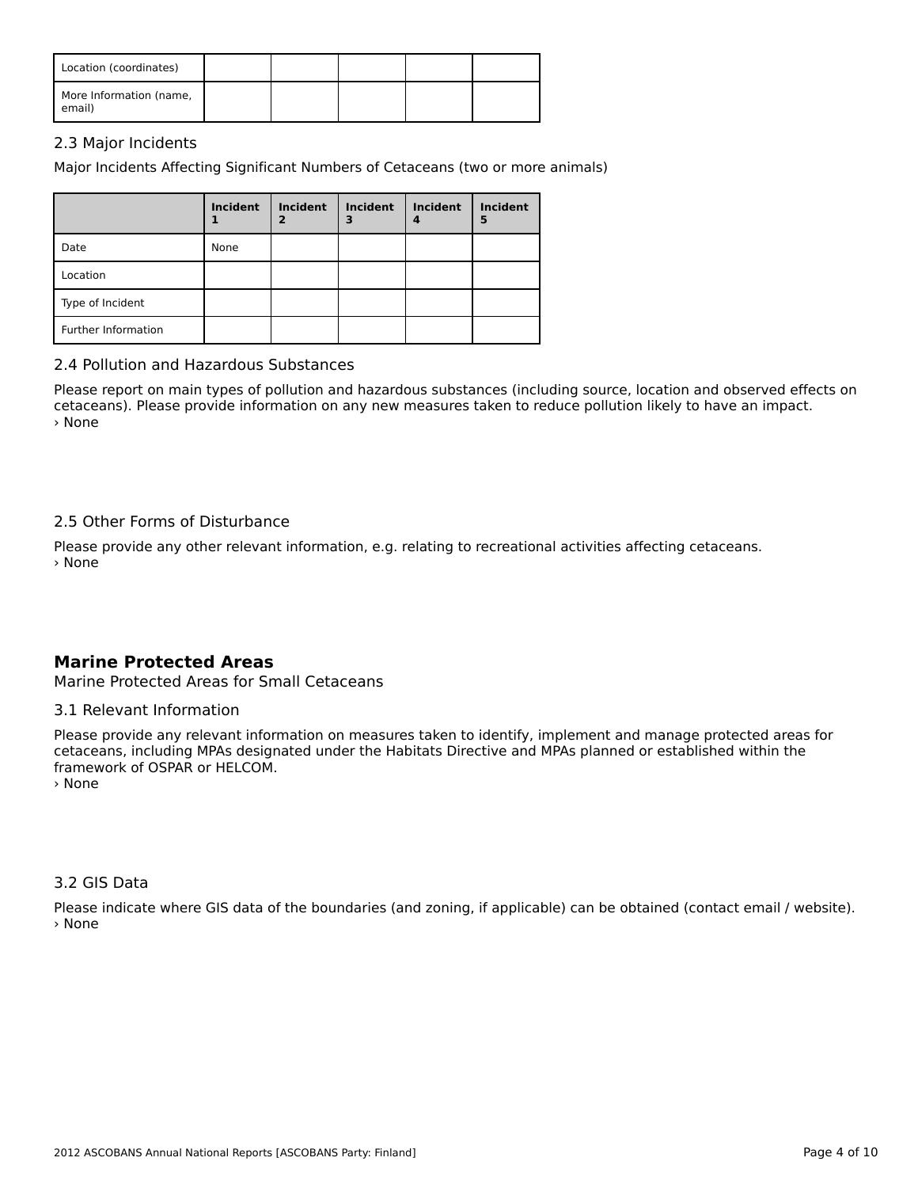| Location (coordinates) | | | | | |
|---|---|---|---|---|---|
| More Information (name, email) | | | | | |

### 2.3 Major Incidents

Major Incidents Affecting Significant Numbers of Cetaceans (two or more animals)

| | Incident 1 | Incident 2 | Incident 3 | Incident 4 | Incident 5 |
|---|---|---|---|---|---|
| Date | None | | | | |
| Location | | | | | |
| Type of Incident | | | | | |
| Further Information | | | | | |

### 2.4 Pollution and Hazardous Substances

Please report on main types of pollution and hazardous substances (including source, location and observed effects on cetaceans). Please provide information on any new measures taken to reduce pollution likely to have an impact.
› None

### 2.5 Other Forms of Disturbance

Please provide any other relevant information, e.g. relating to recreational activities affecting cetaceans.
› None

## Marine Protected Areas

Marine Protected Areas for Small Cetaceans

### 3.1 Relevant Information

Please provide any relevant information on measures taken to identify, implement and manage protected areas for cetaceans, including MPAs designated under the Habitats Directive and MPAs planned or established within the framework of OSPAR or HELCOM.
› None

### 3.2 GIS Data

Please indicate where GIS data of the boundaries (and zoning, if applicable) can be obtained (contact email / website).
› None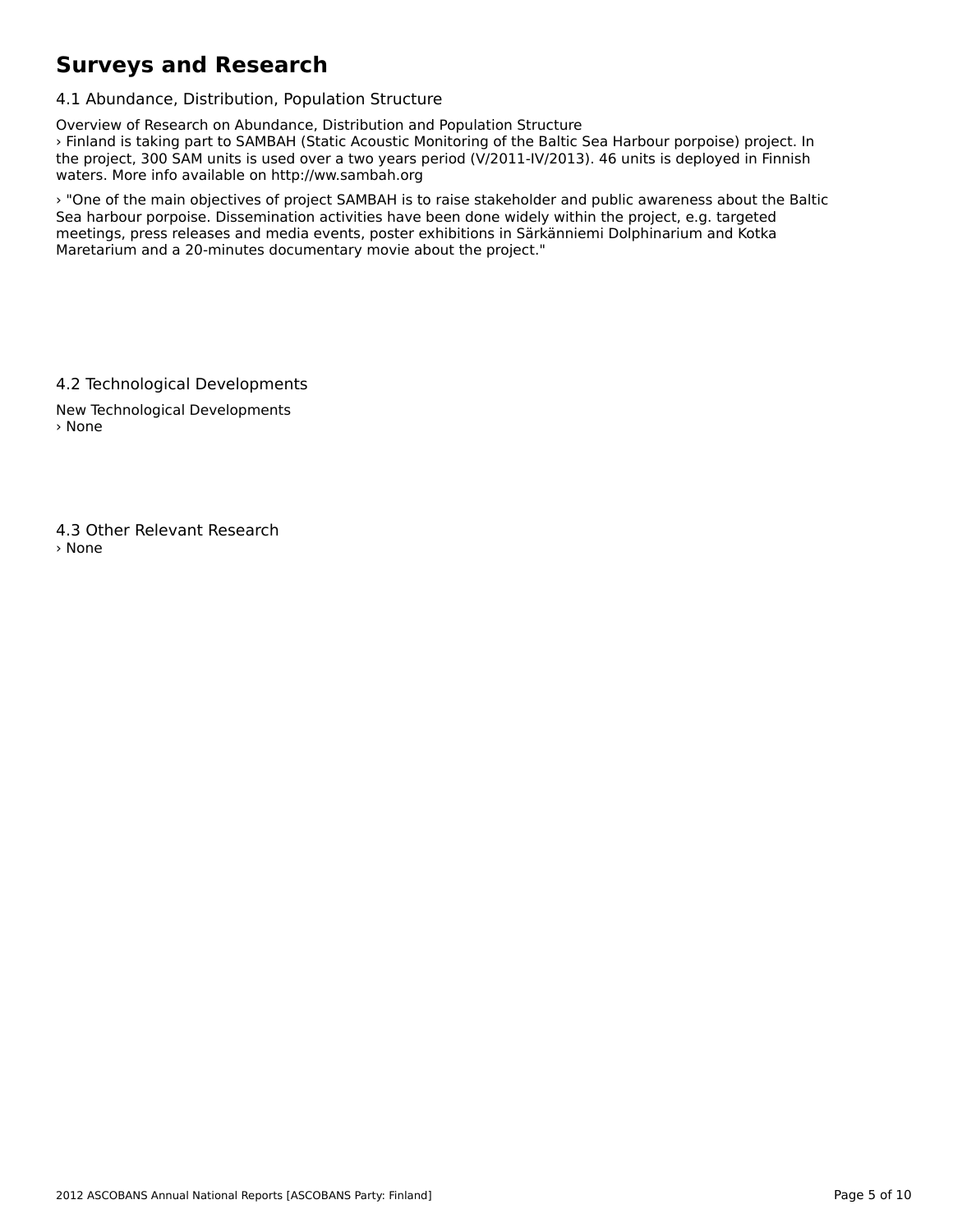# Surveys and Research

## 4.1 Abundance, Distribution, Population Structure

Overview of Research on Abundance, Distribution and Population Structure

› Finland is taking part to SAMBAH (Static Acoustic Monitoring of the Baltic Sea Harbour porpoise) project. In the project, 300 SAM units is used over a two years period (V/2011-IV/2013). 46 units is deployed in Finnish waters. More info available on http://ww.sambah.org

› "One of the main objectives of project SAMBAH is to raise stakeholder and public awareness about the Baltic Sea harbour porpoise. Dissemination activities have been done widely within the project, e.g. targeted meetings, press releases and media events, poster exhibitions in Särkänniemi Dolphinarium and Kotka Maretarium and a 20-minutes documentary movie about the project."

## 4.2 Technological Developments

New Technological Developments

› None

## 4.3 Other Relevant Research

› None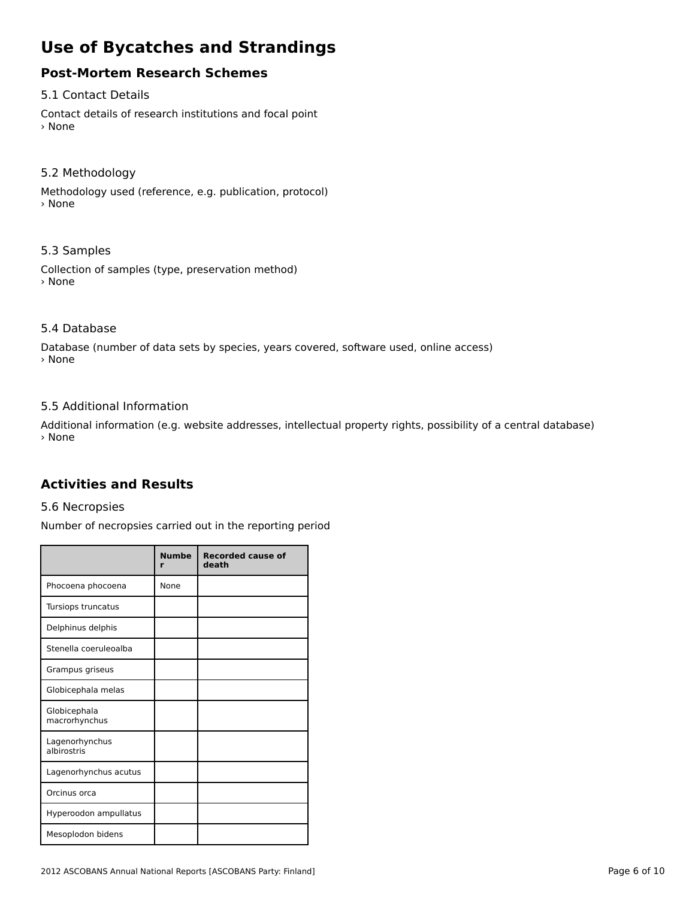# Use of Bycatches and Strandings

## Post-Mortem Research Schemes

### 5.1 Contact Details

Contact details of research institutions and focal point
› None

### 5.2 Methodology

Methodology used (reference, e.g. publication, protocol)
› None

### 5.3 Samples

Collection of samples (type, preservation method)
› None

### 5.4 Database

Database (number of data sets by species, years covered, software used, online access)
› None

### 5.5 Additional Information

Additional information (e.g. website addresses, intellectual property rights, possibility of a central database)
› None

## Activities and Results

### 5.6 Necropsies

Number of necropsies carried out in the reporting period

| | Number | Recorded cause of death |
|---|---|---|
| Phocoena phocoena | None | |
| Tursiops truncatus | | |
| Delphinus delphis | | |
| Stenella coeruleoalba | | |
| Grampus griseus | | |
| Globicephala melas | | |
| Globicephala macrorhynchus | | |
| Lagenorhynchus albirostris | | |
| Lagenorhynchus acutus | | |
| Orcinus orca | | |
| Hyperoodon ampullatus | | |
| Mesoplodon bidens | | |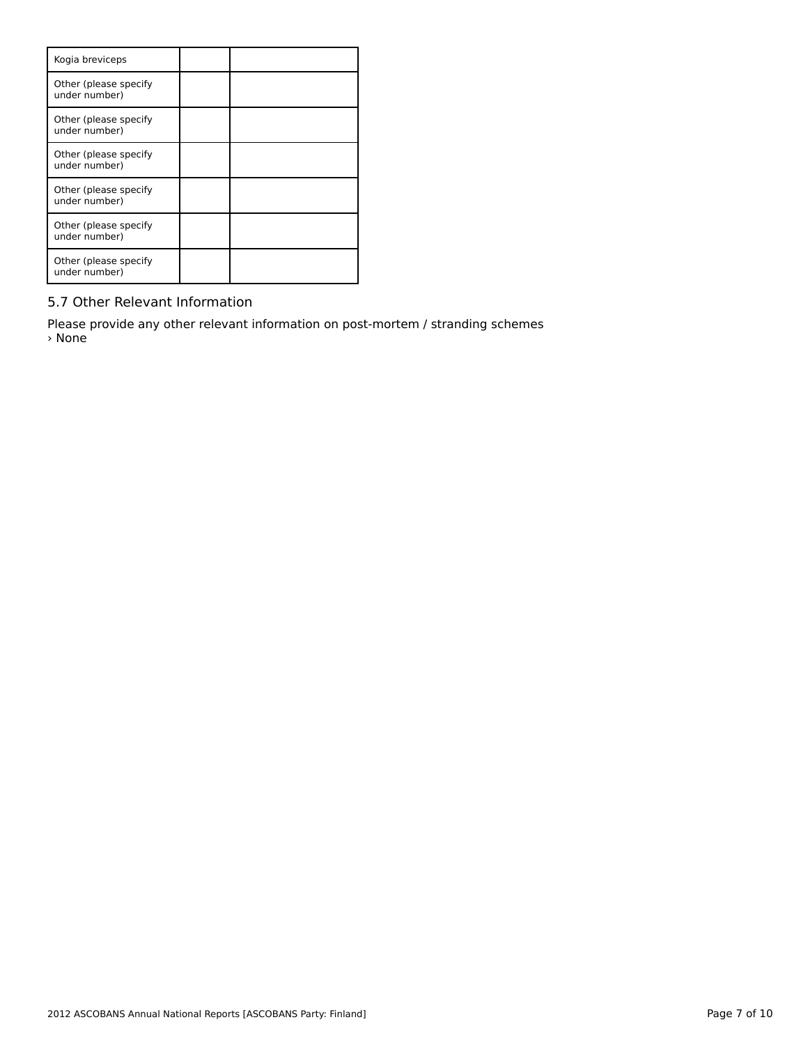| Kogia breviceps | | |
| --- | --- | --- |
| Other (please specify under number) | | |
| Other (please specify under number) | | |
| Other (please specify under number) | | |
| Other (please specify under number) | | |
| Other (please specify under number) | | |
| Other (please specify under number) | | |

## 5.7 Other Relevant Information

Please provide any other relevant information on post-mortem / stranding schemes
› None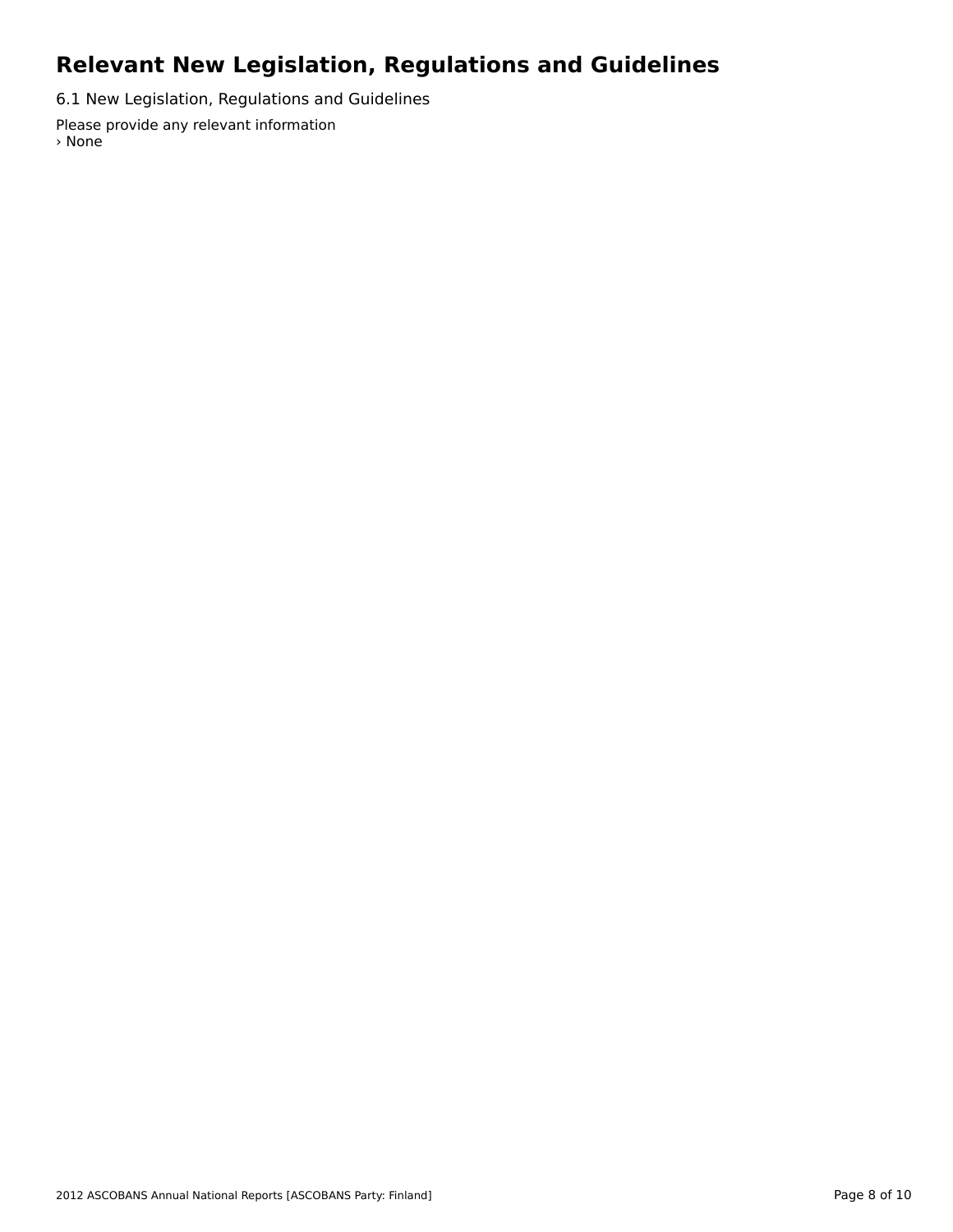# Relevant New Legislation, Regulations and Guidelines

6.1 New Legislation, Regulations and Guidelines

Please provide any relevant information
› None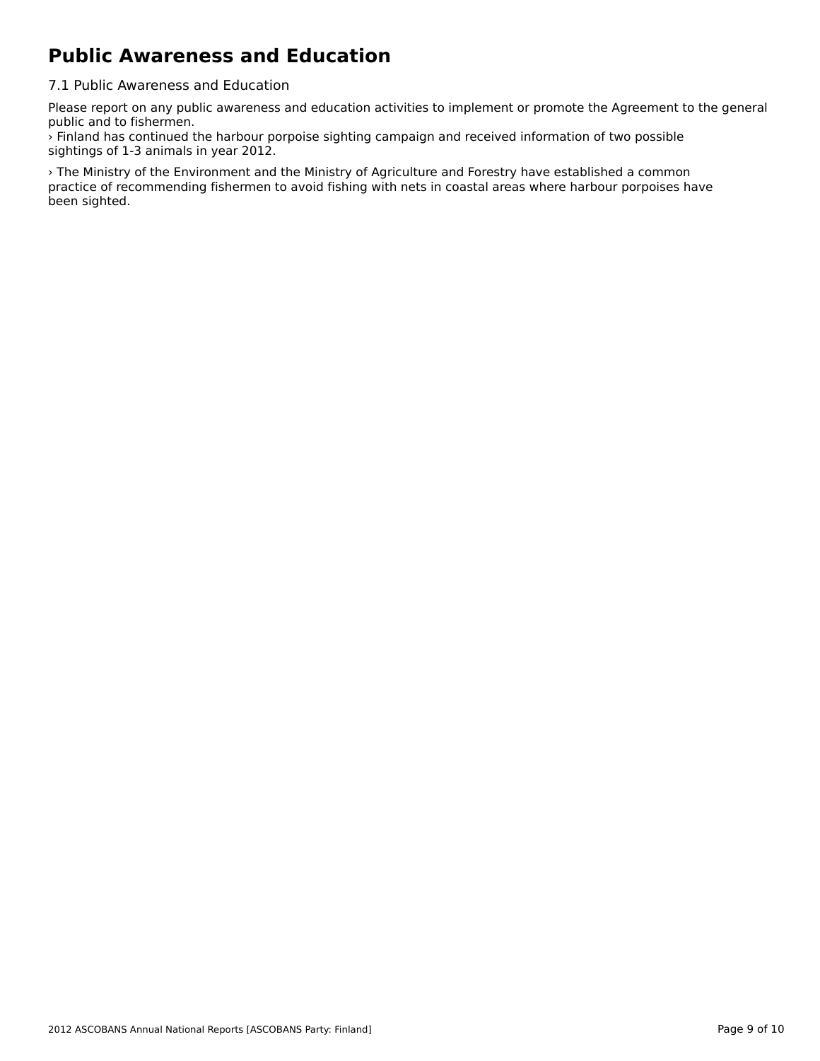# Public Awareness and Education

## 7.1 Public Awareness and Education

Please report on any public awareness and education activities to implement or promote the Agreement to the general public and to fishermen.

› Finland has continued the harbour porpoise sighting campaign and received information of two possible sightings of 1-3 animals in year 2012.

› The Ministry of the Environment and the Ministry of Agriculture and Forestry have established a common practice of recommending fishermen to avoid fishing with nets in coastal areas where harbour porpoises have been sighted.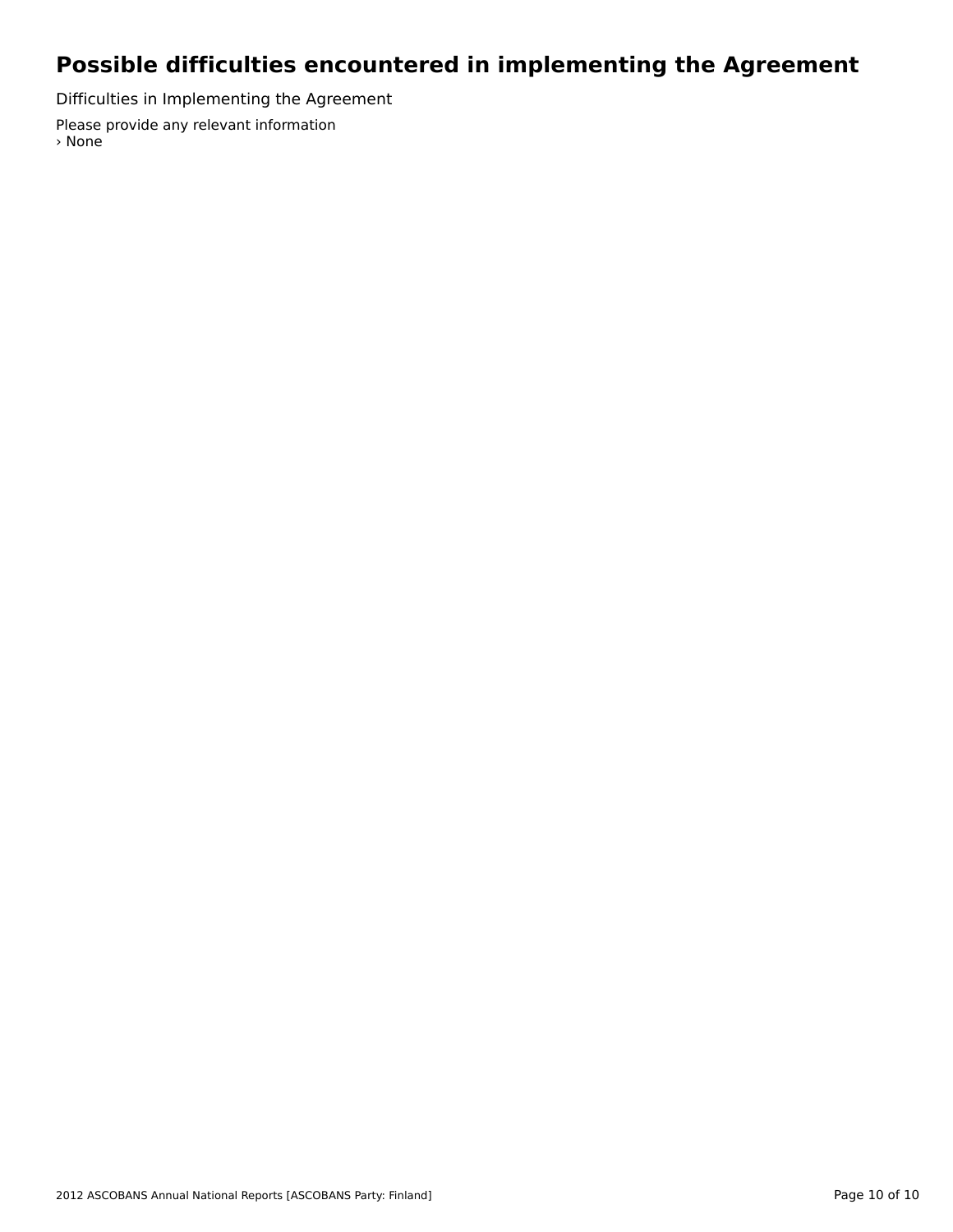# Possible difficulties encountered in implementing the Agreement

Difficulties in Implementing the Agreement

Please provide any relevant information
› None